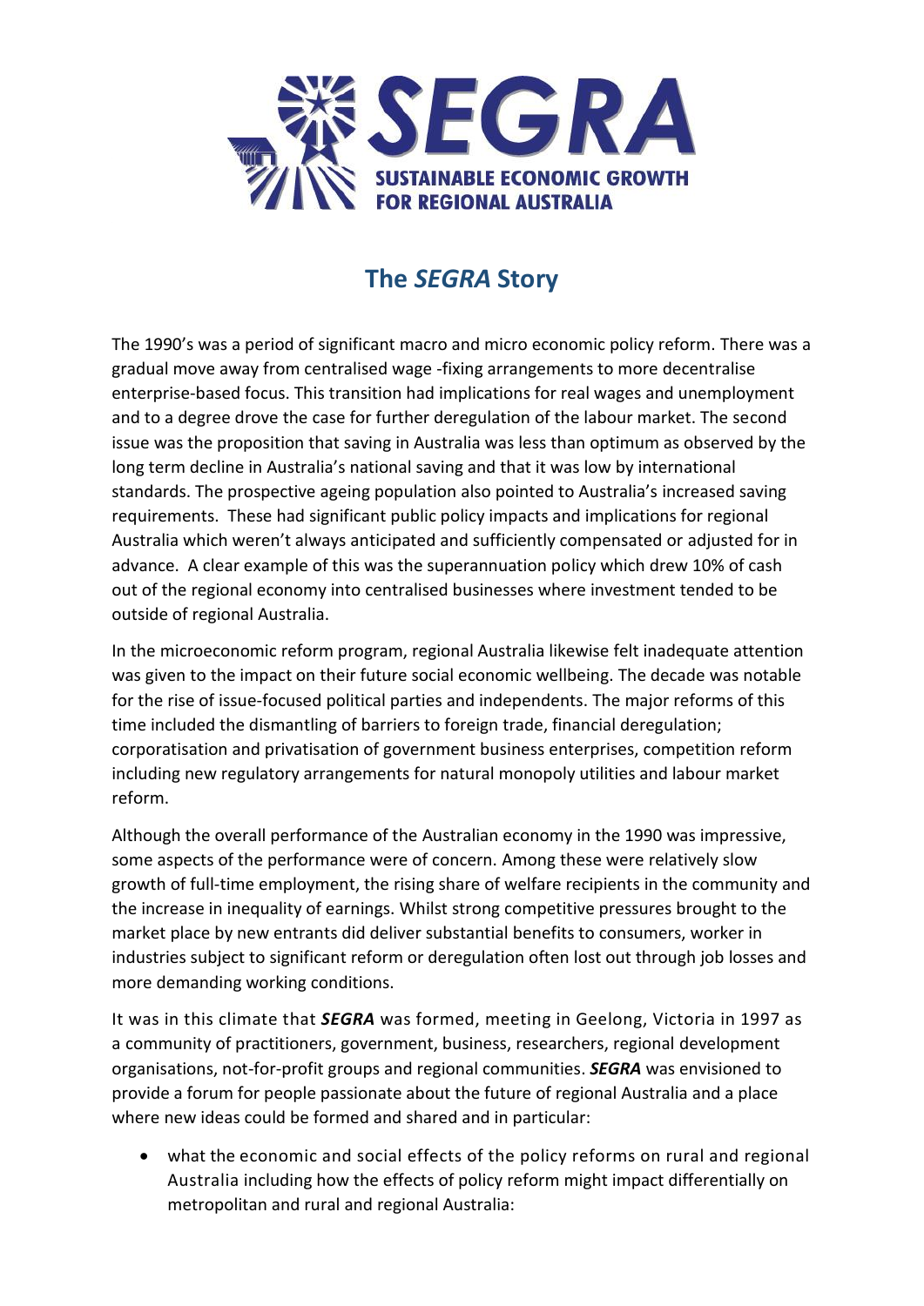SEGRA

SUSTAINABLE ECONOMIC GROWTH FOR REGIONAL AUSTRALIA

# The *SEGRA* Story

The 1990's was a period of significant macro and micro economic policy reform. There was a gradual move away from centralised wage -fixing arrangements to more decentralise enterprise-based focus. This transition had implications for real wages and unemployment and to a degree drove the case for further deregulation of the labour market. The second issue was the proposition that saving in Australia was less than optimum as observed by the long term decline in Australia's national saving and that it was low by international standards. The prospective ageing population also pointed to Australia's increased saving requirements. These had significant public policy impacts and implications for regional Australia which weren't always anticipated and sufficiently compensated or adjusted for in advance. A clear example of this was the superannuation policy which drew 10% of cash out of the regional economy into centralised businesses where investment tended to be outside of regional Australia.

In the microeconomic reform program, regional Australia likewise felt inadequate attention was given to the impact on their future social economic wellbeing. The decade was notable for the rise of issue-focused political parties and independents. The major reforms of this time included the dismantling of barriers to foreign trade, financial deregulation; corporatisation and privatisation of government business enterprises, competition reform including new regulatory arrangements for natural monopoly utilities and labour market reform.

Although the overall performance of the Australian economy in the 1990 was impressive, some aspects of the performance were of concern. Among these were relatively slow growth of full-time employment, the rising share of welfare recipients in the community and the increase in inequality of earnings. Whilst strong competitive pressures brought to the market place by new entrants did deliver substantial benefits to consumers, worker in industries subject to significant reform or deregulation often lost out through job losses and more demanding working conditions.

It was in this climate that ***SEGRA*** was formed, meeting in Geelong, Victoria in 1997 as a community of practitioners, government, business, researchers, regional development organisations, not-for-profit groups and regional communities. ***SEGRA*** was envisioned to provide a forum for people passionate about the future of regional Australia and a place where new ideas could be formed and shared and in particular:

- what the economic and social effects of the policy reforms on rural and regional Australia including how the effects of policy reform might impact differentially on metropolitan and rural and regional Australia: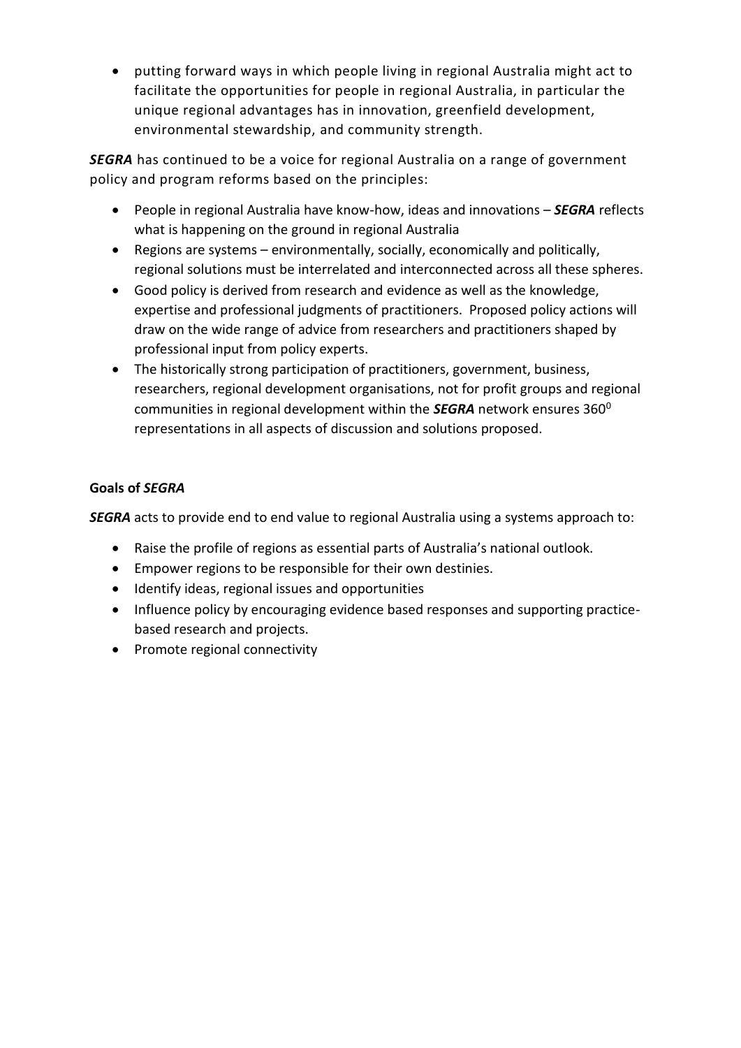- putting forward ways in which people living in regional Australia might act to facilitate the opportunities for people in regional Australia, in particular the unique regional advantages has in innovation, greenfield development, environmental stewardship, and community strength.

***SEGRA*** has continued to be a voice for regional Australia on a range of government policy and program reforms based on the principles:

- People in regional Australia have know-how, ideas and innovations – ***SEGRA*** reflects what is happening on the ground in regional Australia
- Regions are systems – environmentally, socially, economically and politically, regional solutions must be interrelated and interconnected across all these spheres.
- Good policy is derived from research and evidence as well as the knowledge, expertise and professional judgments of practitioners. Proposed policy actions will draw on the wide range of advice from researchers and practitioners shaped by professional input from policy experts.
- The historically strong participation of practitioners, government, business, researchers, regional development organisations, not for profit groups and regional communities in regional development within the ***SEGRA*** network ensures $360^0$ representations in all aspects of discussion and solutions proposed.

**Goals of *SEGRA***

***SEGRA*** acts to provide end to end value to regional Australia using a systems approach to:

- Raise the profile of regions as essential parts of Australia's national outlook.
- Empower regions to be responsible for their own destinies.
- Identify ideas, regional issues and opportunities
- Influence policy by encouraging evidence based responses and supporting practice-based research and projects.
- Promote regional connectivity